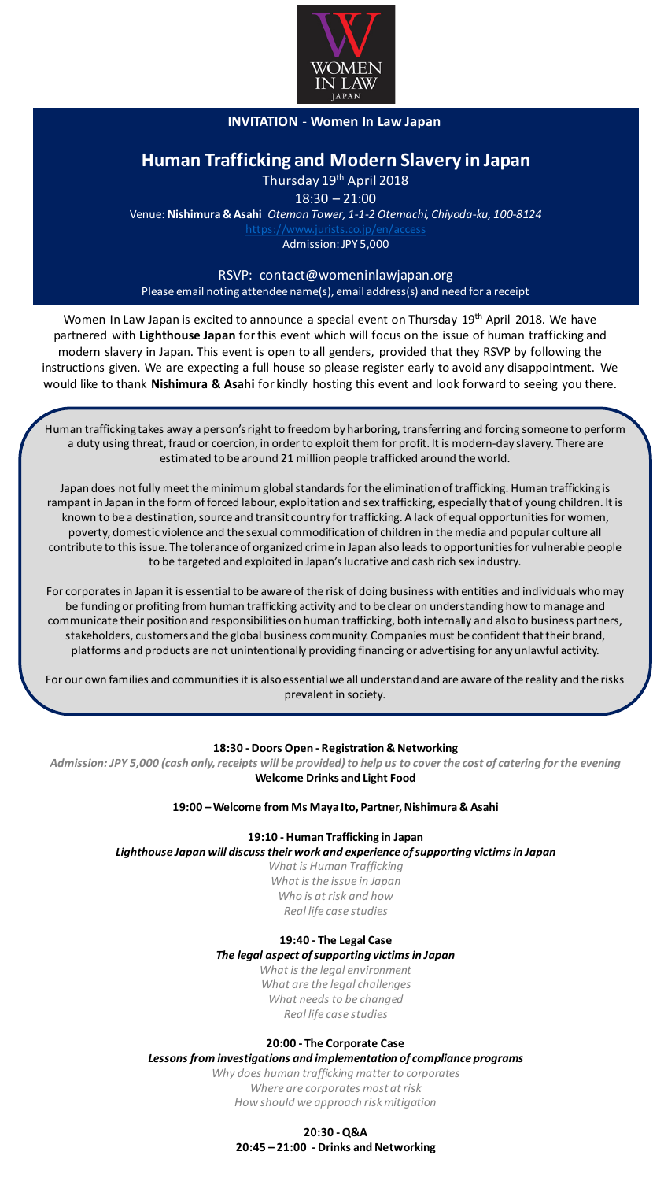**INVITATION** - **Women In Law Japan**

# Human Trafficking and Modern Slavery in Japan

Thursday 19th April 2018

18:30 – 21:00

Venue: **Nishimura & Asahi** *Otemon Tower, 1-1-2 Otemachi, Chiyoda-ku, 100-8124*

https://www.jurists.co.jp/en/access

Admission: JPY 5,000

RSVP: contact@womeninlawjapan.org

Please email noting attendee name(s), email address(s) and need for a receipt

Women In Law Japan is excited to announce a special event on Thursday 19th April 2018. We have partnered with **Lighthouse Japan** for this event which will focus on the issue of human trafficking and modern slavery in Japan. This event is open to all genders, provided that they RSVP by following the instructions given. We are expecting a full house so please register early to avoid any disappointment. We would like to thank **Nishimura & Asahi** for kindly hosting this event and look forward to seeing you there.

Human trafficking takes away a person's right to freedom by harboring, transferring and forcing someone to perform a duty using threat, fraud or coercion, in order to exploit them for profit. It is modern-day slavery. There are estimated to be around 21 million people trafficked around the world.

Japan does not fully meet the minimum global standards for the elimination of trafficking. Human trafficking is rampant in Japan in the form of forced labour, exploitation and sex trafficking, especially that of young children. It is known to be a destination, source and transit country for trafficking. A lack of equal opportunities for women, poverty, domestic violence and the sexual commodification of children in the media and popular culture all contribute to this issue. The tolerance of organized crime in Japan also leads to opportunities for vulnerable people to be targeted and exploited in Japan's lucrative and cash rich sex industry.

For corporates in Japan it is essential to be aware of the risk of doing business with entities and individuals who may be funding or profiting from human trafficking activity and to be clear on understanding how to manage and communicate their position and responsibilities on human trafficking, both internally and also to business partners, stakeholders, customers and the global business community. Companies must be confident that their brand, platforms and products are not unintentionally providing financing or advertising for any unlawful activity.

For our own families and communities it is also essential we all understand and are aware of the reality and the risks prevalent in society.

**18:30 - Doors Open - Registration & Networking**

*Admission: JPY 5,000 (cash only, receipts will be provided) to help us to cover the cost of catering for the evening*

**Welcome Drinks and Light Food**

**19:00 – Welcome from Ms Maya Ito, Partner, Nishimura & Asahi**

**19:10 - Human Trafficking in Japan**

***Lighthouse Japan will discuss their work and experience of supporting victims in Japan***

*What is Human Trafficking*

*What is the issue in Japan*

*Who is at risk and how*

*Real life case studies*

**19:40 - The Legal Case**

***The legal aspect of supporting victims in Japan***

*What is the legal environment*

*What are the legal challenges*

*What needs to be changed*

*Real life case studies*

**20:00 - The Corporate Case**

***Lessons from investigations and implementation of compliance programs***

*Why does human trafficking matter to corporates*

*Where are corporates most at risk*

*How should we approach risk mitigation*

**20:30 - Q&A**

**20:45 – 21:00 - Drinks and Networking**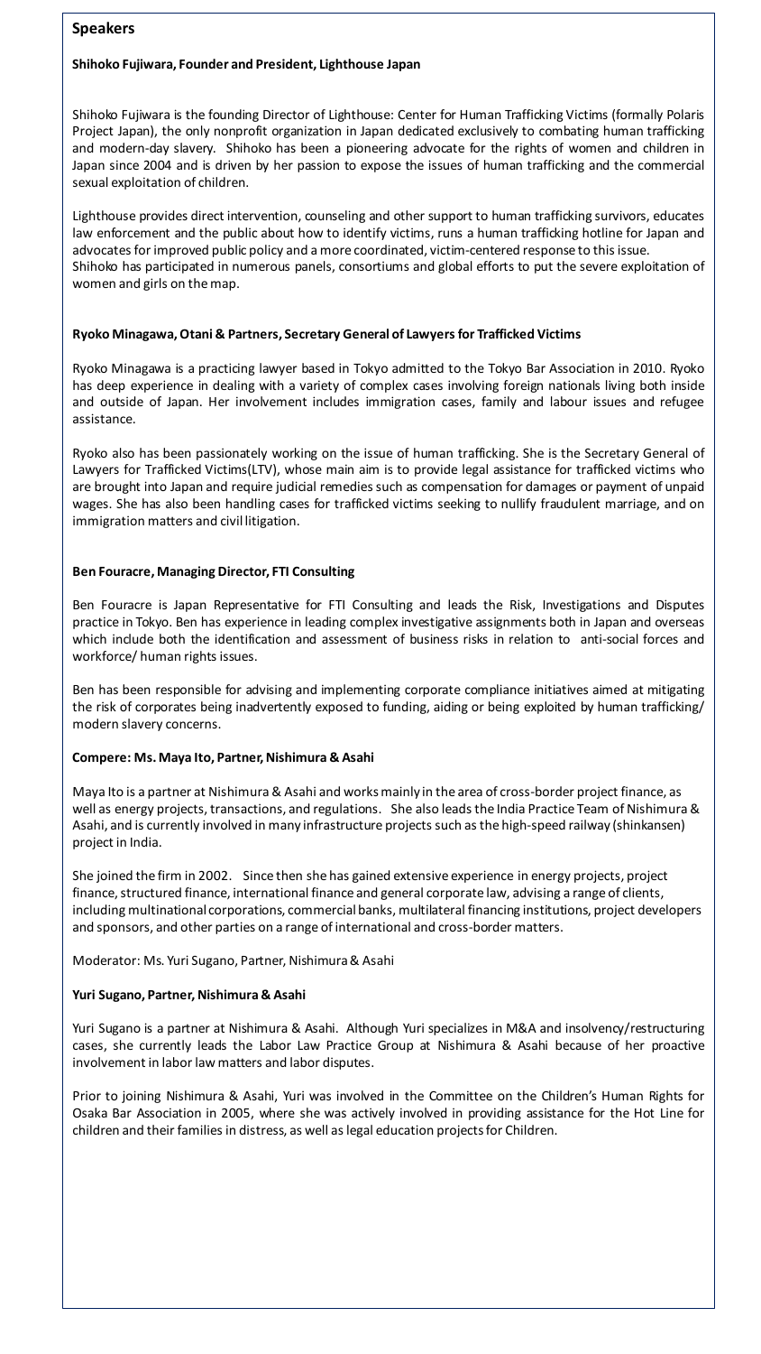## Speakers

**Shihoko Fujiwara, Founder and President, Lighthouse Japan**

Shihoko Fujiwara is the founding Director of Lighthouse: Center for Human Trafficking Victims (formally Polaris Project Japan), the only nonprofit organization in Japan dedicated exclusively to combating human trafficking and modern-day slavery. Shihoko has been a pioneering advocate for the rights of women and children in Japan since 2004 and is driven by her passion to expose the issues of human trafficking and the commercial sexual exploitation of children.

Lighthouse provides direct intervention, counseling and other support to human trafficking survivors, educates law enforcement and the public about how to identify victims, runs a human trafficking hotline for Japan and advocates for improved public policy and a more coordinated, victim-centered response to this issue.
Shihoko has participated in numerous panels, consortiums and global efforts to put the severe exploitation of women and girls on the map.

**Ryoko Minagawa, Otani & Partners, Secretary General of Lawyers for Trafficked Victims**

Ryoko Minagawa is a practicing lawyer based in Tokyo admitted to the Tokyo Bar Association in 2010. Ryoko has deep experience in dealing with a variety of complex cases involving foreign nationals living both inside and outside of Japan. Her involvement includes immigration cases, family and labour issues and refugee assistance.

Ryoko also has been passionately working on the issue of human trafficking. She is the Secretary General of Lawyers for Trafficked Victims(LTV), whose main aim is to provide legal assistance for trafficked victims who are brought into Japan and require judicial remedies such as compensation for damages or payment of unpaid wages. She has also been handling cases for trafficked victims seeking to nullify fraudulent marriage, and on immigration matters and civil litigation.

**Ben Fouracre, Managing Director, FTI Consulting**

Ben Fouracre is Japan Representative for FTI Consulting and leads the Risk, Investigations and Disputes practice in Tokyo. Ben has experience in leading complex investigative assignments both in Japan and overseas which include both the identification and assessment of business risks in relation to anti-social forces and workforce/ human rights issues.

Ben has been responsible for advising and implementing corporate compliance initiatives aimed at mitigating the risk of corporates being inadvertently exposed to funding, aiding or being exploited by human trafficking/ modern slavery concerns.

**Compere: Ms. Maya Ito, Partner, Nishimura & Asahi**

Maya Ito is a partner at Nishimura & Asahi and works mainly in the area of cross-border project finance, as well as energy projects, transactions, and regulations. She also leads the India Practice Team of Nishimura & Asahi, and is currently involved in many infrastructure projects such as the high-speed railway (shinkansen) project in India.

She joined the firm in 2002. Since then she has gained extensive experience in energy projects, project finance, structured finance, international finance and general corporate law, advising a range of clients, including multinational corporations, commercial banks, multilateral financing institutions, project developers and sponsors, and other parties on a range of international and cross-border matters.

Moderator: Ms. Yuri Sugano, Partner, Nishimura & Asahi

**Yuri Sugano, Partner, Nishimura & Asahi**

Yuri Sugano is a partner at Nishimura & Asahi. Although Yuri specializes in M&A and insolvency/restructuring cases, she currently leads the Labor Law Practice Group at Nishimura & Asahi because of her proactive involvement in labor law matters and labor disputes.

Prior to joining Nishimura & Asahi, Yuri was involved in the Committee on the Children's Human Rights for Osaka Bar Association in 2005, where she was actively involved in providing assistance for the Hot Line for children and their families in distress, as well as legal education projects for Children.